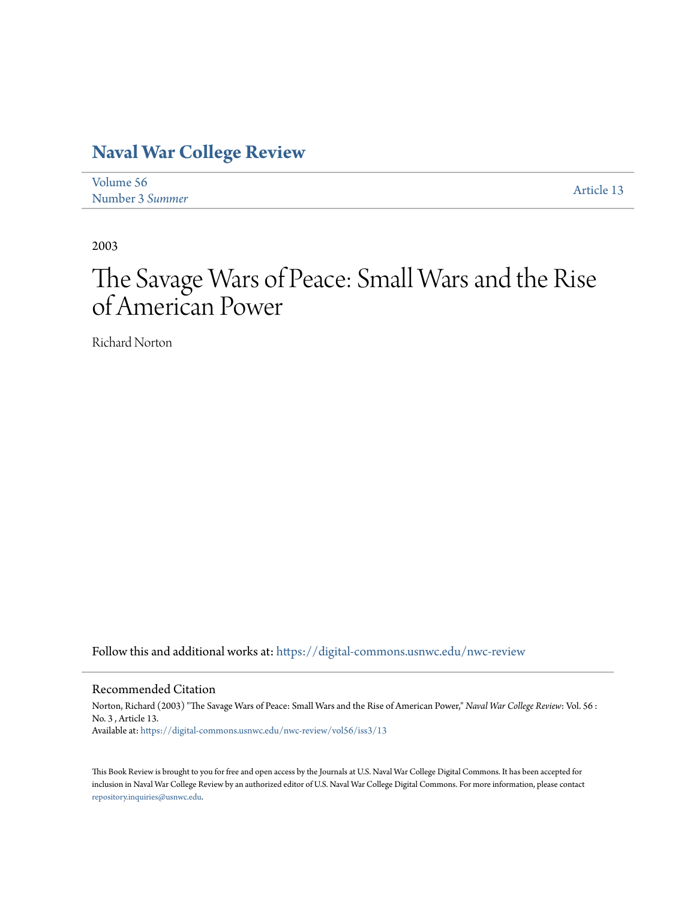# Naval War College Review

Volume 56
Number 3 *Summer*

Article 13

2003

# The Savage Wars of Peace: Small Wars and the Rise of American Power

Richard Norton

Follow this and additional works at: https://digital-commons.usnwc.edu/nwc-review

## Recommended Citation

Norton, Richard (2003) "The Savage Wars of Peace: Small Wars and the Rise of American Power," *Naval War College Review*: Vol. 56 : No. 3 , Article 13.
Available at: https://digital-commons.usnwc.edu/nwc-review/vol56/iss3/13

This Book Review is brought to you for free and open access by the Journals at U.S. Naval War College Digital Commons. It has been accepted for inclusion in Naval War College Review by an authorized editor of U.S. Naval War College Digital Commons. For more information, please contact repository.inquiries@usnwc.edu.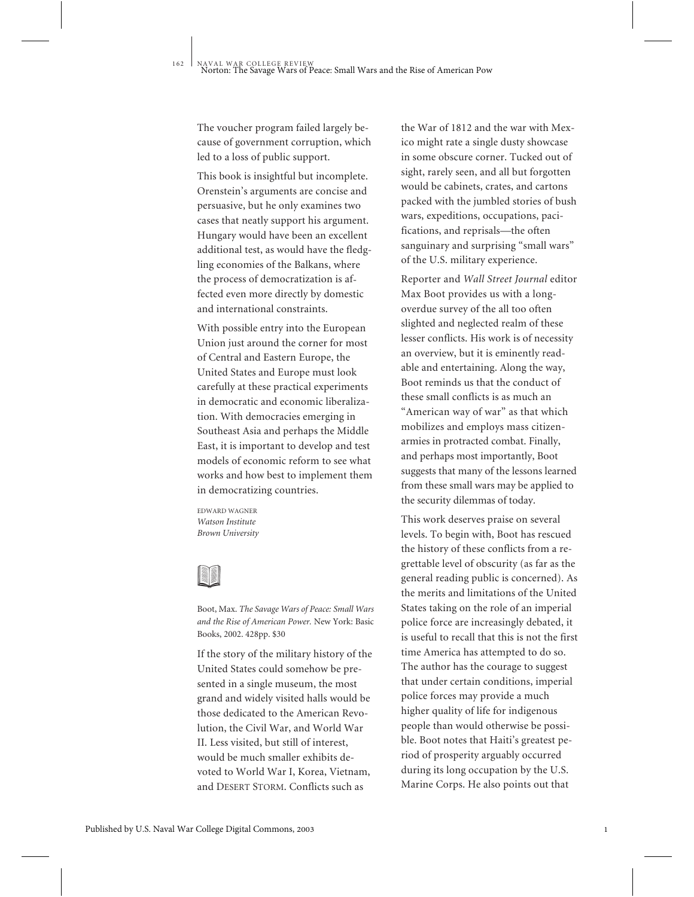The voucher program failed largely because of government corruption, which led to a loss of public support.

This book is insightful but incomplete. Orenstein's arguments are concise and persuasive, but he only examines two cases that neatly support his argument. Hungary would have been an excellent additional test, as would have the fledgling economies of the Balkans, where the process of democratization is affected even more directly by domestic and international constraints.

With possible entry into the European Union just around the corner for most of Central and Eastern Europe, the United States and Europe must look carefully at these practical experiments in democratic and economic liberalization. With democracies emerging in Southeast Asia and perhaps the Middle East, it is important to develop and test models of economic reform to see what works and how best to implement them in democratizing countries.

EDWARD WAGNER
*Watson Institute*
*Brown University*

---

Boot, Max. *The Savage Wars of Peace: Small Wars and the Rise of American Power.* New York: Basic Books, 2002. 428pp. $30

If the story of the military history of the United States could somehow be presented in a single museum, the most grand and widely visited halls would be those dedicated to the American Revolution, the Civil War, and World War II. Less visited, but still of interest, would be much smaller exhibits devoted to World War I, Korea, Vietnam, and DESERT STORM. Conflicts such as the War of 1812 and the war with Mexico might rate a single dusty showcase in some obscure corner. Tucked out of sight, rarely seen, and all but forgotten would be cabinets, crates, and cartons packed with the jumbled stories of bush wars, expeditions, occupations, pacifications, and reprisals—the often sanguinary and surprising "small wars" of the U.S. military experience.

Reporter and *Wall Street Journal* editor Max Boot provides us with a long-overdue survey of the all too often slighted and neglected realm of these lesser conflicts. His work is of necessity an overview, but it is eminently readable and entertaining. Along the way, Boot reminds us that the conduct of these small conflicts is as much an "American way of war" as that which mobilizes and employs mass citizen-armies in protracted combat. Finally, and perhaps most importantly, Boot suggests that many of the lessons learned from these small wars may be applied to the security dilemmas of today.

This work deserves praise on several levels. To begin with, Boot has rescued the history of these conflicts from a regrettable level of obscurity (as far as the general reading public is concerned). As the merits and limitations of the United States taking on the role of an imperial police force are increasingly debated, it is useful to recall that this is not the first time America has attempted to do so. The author has the courage to suggest that under certain conditions, imperial police forces may provide a much higher quality of life for indigenous people than would otherwise be possible. Boot notes that Haiti's greatest period of prosperity arguably occurred during its long occupation by the U.S. Marine Corps. He also points out that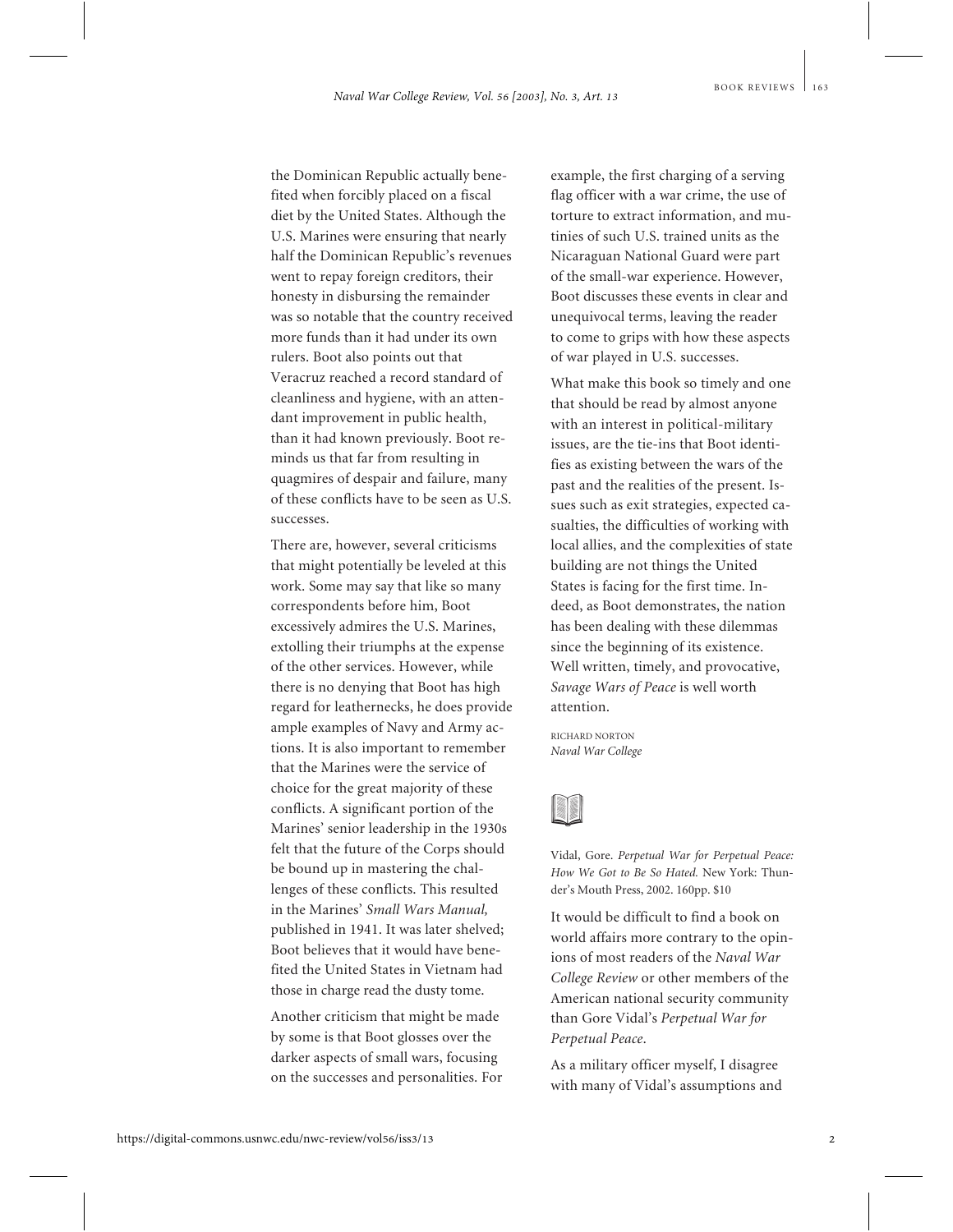the Dominican Republic actually benefited when forcibly placed on a fiscal diet by the United States. Although the U.S. Marines were ensuring that nearly half the Dominican Republic's revenues went to repay foreign creditors, their honesty in disbursing the remainder was so notable that the country received more funds than it had under its own rulers. Boot also points out that Veracruz reached a record standard of cleanliness and hygiene, with an attendant improvement in public health, than it had known previously. Boot reminds us that far from resulting in quagmires of despair and failure, many of these conflicts have to be seen as U.S. successes.

There are, however, several criticisms that might potentially be leveled at this work. Some may say that like so many correspondents before him, Boot excessively admires the U.S. Marines, extolling their triumphs at the expense of the other services. However, while there is no denying that Boot has high regard for leathernecks, he does provide ample examples of Navy and Army actions. It is also important to remember that the Marines were the service of choice for the great majority of these conflicts. A significant portion of the Marines' senior leadership in the 1930s felt that the future of the Corps should be bound up in mastering the challenges of these conflicts. This resulted in the Marines' *Small Wars Manual,* published in 1941. It was later shelved; Boot believes that it would have benefited the United States in Vietnam had those in charge read the dusty tome.

Another criticism that might be made by some is that Boot glosses over the darker aspects of small wars, focusing on the successes and personalities. For example, the first charging of a serving flag officer with a war crime, the use of torture to extract information, and mutinies of such U.S. trained units as the Nicaraguan National Guard were part of the small-war experience. However, Boot discusses these events in clear and unequivocal terms, leaving the reader to come to grips with how these aspects of war played in U.S. successes.

What make this book so timely and one that should be read by almost anyone with an interest in political-military issues, are the tie-ins that Boot identifies as existing between the wars of the past and the realities of the present. Issues such as exit strategies, expected casualties, the difficulties of working with local allies, and the complexities of state building are not things the United States is facing for the first time. Indeed, as Boot demonstrates, the nation has been dealing with these dilemmas since the beginning of its existence. Well written, timely, and provocative, *Savage Wars of Peace* is well worth attention.

RICHARD NORTON
*Naval War College*

Vidal, Gore. *Perpetual War for Perpetual Peace: How We Got to Be So Hated.* New York: Thunder's Mouth Press, 2002. 160pp. $10

It would be difficult to find a book on world affairs more contrary to the opinions of most readers of the *Naval War College Review* or other members of the American national security community than Gore Vidal's *Perpetual War for Perpetual Peace*.

As a military officer myself, I disagree with many of Vidal's assumptions and